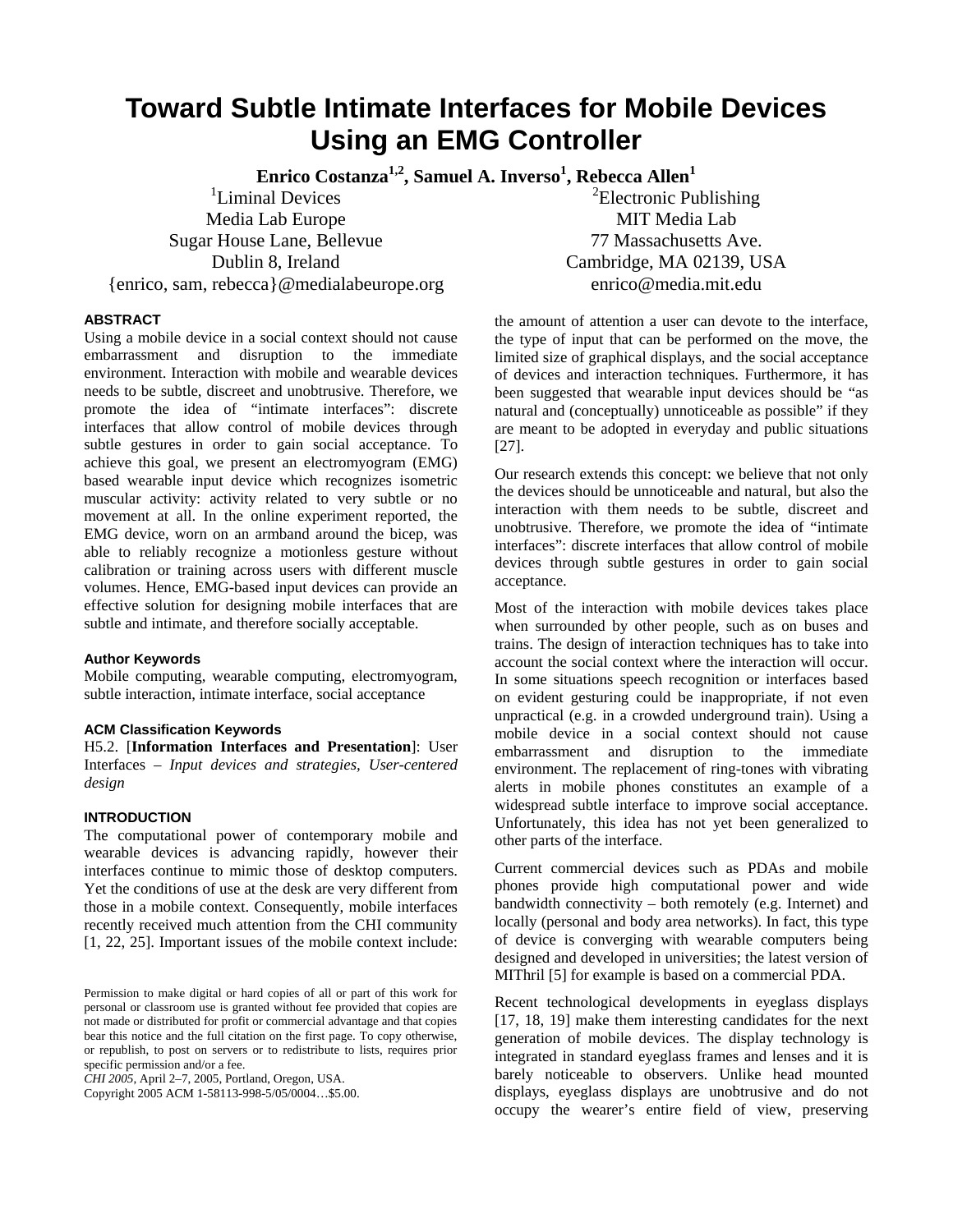# Toward Subtle Intimate Interfaces for Mobile Devices Using an EMG Controller

**Enrico Costanza[1,2], Samuel A. Inverso[1], Rebecca Allen[1]**

[1]Liminal Devices
Media Lab Europe
Sugar House Lane, Bellevue
Dublin 8, Ireland
{enrico, sam, rebecca}@medialabeurope.org

[2]Electronic Publishing
MIT Media Lab
77 Massachusetts Ave.
Cambridge, MA 02139, USA
enrico@media.mit.edu

### ABSTRACT

Using a mobile device in a social context should not cause embarrassment and disruption to the immediate environment. Interaction with mobile and wearable devices needs to be subtle, discreet and unobtrusive. Therefore, we promote the idea of "intimate interfaces": discrete interfaces that allow control of mobile devices through subtle gestures in order to gain social acceptance. To achieve this goal, we present an electromyogram (EMG) based wearable input device which recognizes isometric muscular activity: activity related to very subtle or no movement at all. In the online experiment reported, the EMG device, worn on an armband around the bicep, was able to reliably recognize a motionless gesture without calibration or training across users with different muscle volumes. Hence, EMG-based input devices can provide an effective solution for designing mobile interfaces that are subtle and intimate, and therefore socially acceptable.

#### Author Keywords

Mobile computing, wearable computing, electromyogram, subtle interaction, intimate interface, social acceptance

#### ACM Classification Keywords

H5.2. [**Information Interfaces and Presentation**]: User Interfaces – *Input devices and strategies, User-centered design*

### INTRODUCTION

The computational power of contemporary mobile and wearable devices is advancing rapidly, however their interfaces continue to mimic those of desktop computers. Yet the conditions of use at the desk are very different from those in a mobile context. Consequently, mobile interfaces recently received much attention from the CHI community [1, 22, 25]. Important issues of the mobile context include: the amount of attention a user can devote to the interface, the type of input that can be performed on the move, the limited size of graphical displays, and the social acceptance of devices and interaction techniques. Furthermore, it has been suggested that wearable input devices should be "as natural and (conceptually) unnoticeable as possible" if they are meant to be adopted in everyday and public situations [27].

Our research extends this concept: we believe that not only the devices should be unnoticeable and natural, but also the interaction with them needs to be subtle, discreet and unobtrusive. Therefore, we promote the idea of "intimate interfaces": discrete interfaces that allow control of mobile devices through subtle gestures in order to gain social acceptance.

Most of the interaction with mobile devices takes place when surrounded by other people, such as on buses and trains. The design of interaction techniques has to take into account the social context where the interaction will occur. In some situations speech recognition or interfaces based on evident gesturing could be inappropriate, if not even unpractical (e.g. in a crowded underground train). Using a mobile device in a social context should not cause embarrassment and disruption to the immediate environment. The replacement of ring-tones with vibrating alerts in mobile phones constitutes an example of a widespread subtle interface to improve social acceptance. Unfortunately, this idea has not yet been generalized to other parts of the interface.

Current commercial devices such as PDAs and mobile phones provide high computational power and wide bandwidth connectivity – both remotely (e.g. Internet) and locally (personal and body area networks). In fact, this type of device is converging with wearable computers being designed and developed in universities; the latest version of MIThril [5] for example is based on a commercial PDA.

Recent technological developments in eyeglass displays [17, 18, 19] make them interesting candidates for the next generation of mobile devices. The display technology is integrated in standard eyeglass frames and lenses and it is barely noticeable to observers. Unlike head mounted displays, eyeglass displays are unobtrusive and do not occupy the wearer's entire field of view, preserving

Permission to make digital or hard copies of all or part of this work for personal or classroom use is granted without fee provided that copies are not made or distributed for profit or commercial advantage and that copies bear this notice and the full citation on the first page. To copy otherwise, or republish, to post on servers or to redistribute to lists, requires prior specific permission and/or a fee.
*CHI 2005*, April 2–7, 2005, Portland, Oregon, USA.
Copyright 2005 ACM 1-58113-998-5/05/0004…$5.00.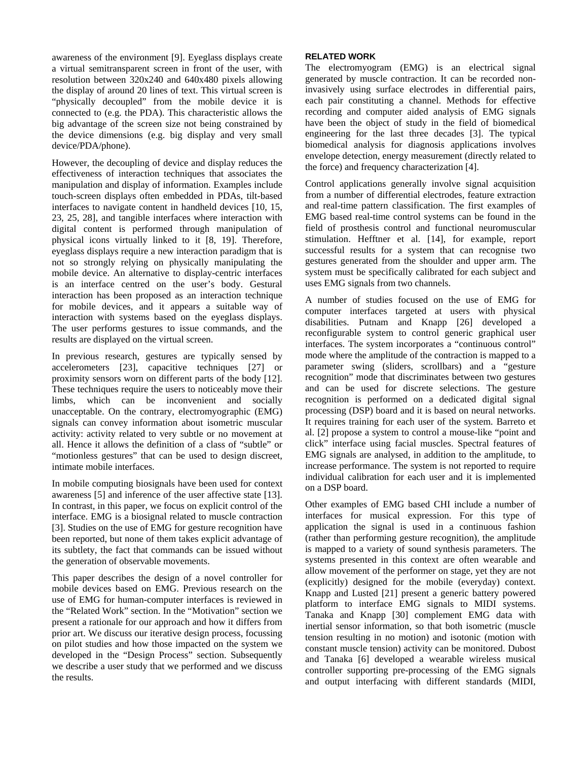awareness of the environment [9]. Eyeglass displays create a virtual semitransparent screen in front of the user, with resolution between 320x240 and 640x480 pixels allowing the display of around 20 lines of text. This virtual screen is "physically decoupled" from the mobile device it is connected to (e.g. the PDA). This characteristic allows the big advantage of the screen size not being constrained by the device dimensions (e.g. big display and very small device/PDA/phone).

However, the decoupling of device and display reduces the effectiveness of interaction techniques that associates the manipulation and display of information. Examples include touch-screen displays often embedded in PDAs, tilt-based interfaces to navigate content in handheld devices [10, 15, 23, 25, 28], and tangible interfaces where interaction with digital content is performed through manipulation of physical icons virtually linked to it [8, 19]. Therefore, eyeglass displays require a new interaction paradigm that is not so strongly relying on physically manipulating the mobile device. An alternative to display-centric interfaces is an interface centred on the user's body. Gestural interaction has been proposed as an interaction technique for mobile devices, and it appears a suitable way of interaction with systems based on the eyeglass displays. The user performs gestures to issue commands, and the results are displayed on the virtual screen.

In previous research, gestures are typically sensed by accelerometers [23], capacitive techniques [27] or proximity sensors worn on different parts of the body [12]. These techniques require the users to noticeably move their limbs, which can be inconvenient and socially unacceptable. On the contrary, electromyographic (EMG) signals can convey information about isometric muscular activity: activity related to very subtle or no movement at all. Hence it allows the definition of a class of "subtle" or "motionless gestures" that can be used to design discreet, intimate mobile interfaces.

In mobile computing biosignals have been used for context awareness [5] and inference of the user affective state [13]. In contrast, in this paper, we focus on explicit control of the interface. EMG is a biosignal related to muscle contraction [3]. Studies on the use of EMG for gesture recognition have been reported, but none of them takes explicit advantage of its subtlety, the fact that commands can be issued without the generation of observable movements.

This paper describes the design of a novel controller for mobile devices based on EMG. Previous research on the use of EMG for human-computer interfaces is reviewed in the "Related Work" section. In the "Motivation" section we present a rationale for our approach and how it differs from prior art. We discuss our iterative design process, focussing on pilot studies and how those impacted on the system we developed in the "Design Process" section. Subsequently we describe a user study that we performed and we discuss the results.

## RELATED WORK

The electromyogram (EMG) is an electrical signal generated by muscle contraction. It can be recorded non-invasively using surface electrodes in differential pairs, each pair constituting a channel. Methods for effective recording and computer aided analysis of EMG signals have been the object of study in the field of biomedical engineering for the last three decades [3]. The typical biomedical analysis for diagnosis applications involves envelope detection, energy measurement (directly related to the force) and frequency characterization [4].

Control applications generally involve signal acquisition from a number of differential electrodes, feature extraction and real-time pattern classification. The first examples of EMG based real-time control systems can be found in the field of prosthesis control and functional neuromuscular stimulation. Hefftner et al. [14], for example, report successful results for a system that can recognise two gestures generated from the shoulder and upper arm. The system must be specifically calibrated for each subject and uses EMG signals from two channels.

A number of studies focused on the use of EMG for computer interfaces targeted at users with physical disabilities. Putnam and Knapp [26] developed a reconfigurable system to control generic graphical user interfaces. The system incorporates a "continuous control" mode where the amplitude of the contraction is mapped to a parameter swing (sliders, scrollbars) and a "gesture recognition" mode that discriminates between two gestures and can be used for discrete selections. The gesture recognition is performed on a dedicated digital signal processing (DSP) board and it is based on neural networks. It requires training for each user of the system. Barreto et al. [2] propose a system to control a mouse-like "point and click" interface using facial muscles. Spectral features of EMG signals are analysed, in addition to the amplitude, to increase performance. The system is not reported to require individual calibration for each user and it is implemented on a DSP board.

Other examples of EMG based CHI include a number of interfaces for musical expression. For this type of application the signal is used in a continuous fashion (rather than performing gesture recognition), the amplitude is mapped to a variety of sound synthesis parameters. The systems presented in this context are often wearable and allow movement of the performer on stage, yet they are not (explicitly) designed for the mobile (everyday) context. Knapp and Lusted [21] present a generic battery powered platform to interface EMG signals to MIDI systems. Tanaka and Knapp [30] complement EMG data with inertial sensor information, so that both isometric (muscle tension resulting in no motion) and isotonic (motion with constant muscle tension) activity can be monitored. Dubost and Tanaka [6] developed a wearable wireless musical controller supporting pre-processing of the EMG signals and output interfacing with different standards (MIDI,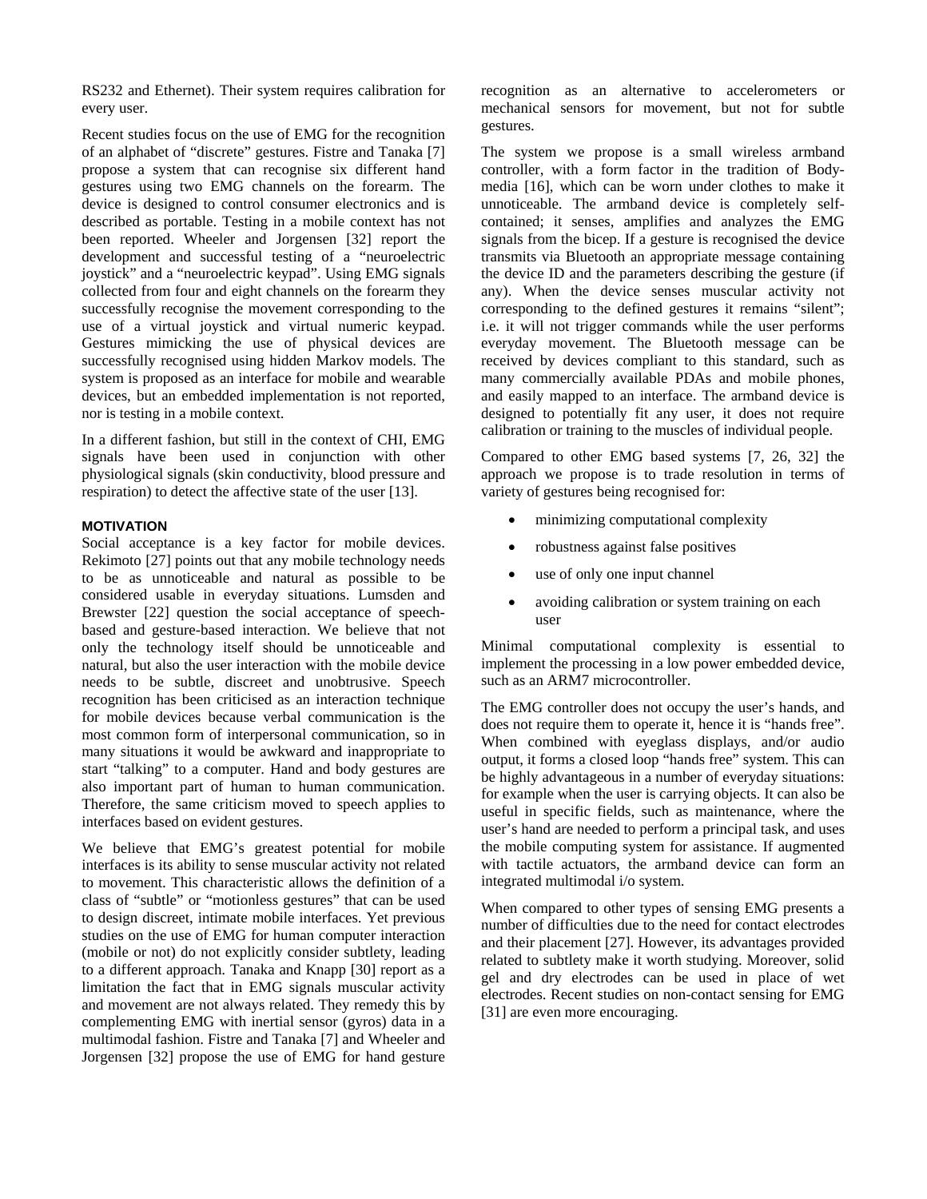RS232 and Ethernet). Their system requires calibration for every user.

Recent studies focus on the use of EMG for the recognition of an alphabet of "discrete" gestures. Fistre and Tanaka [7] propose a system that can recognise six different hand gestures using two EMG channels on the forearm. The device is designed to control consumer electronics and is described as portable. Testing in a mobile context has not been reported. Wheeler and Jorgensen [32] report the development and successful testing of a "neuroelectric joystick" and a "neuroelectric keypad". Using EMG signals collected from four and eight channels on the forearm they successfully recognise the movement corresponding to the use of a virtual joystick and virtual numeric keypad. Gestures mimicking the use of physical devices are successfully recognised using hidden Markov models. The system is proposed as an interface for mobile and wearable devices, but an embedded implementation is not reported, nor is testing in a mobile context.

In a different fashion, but still in the context of CHI, EMG signals have been used in conjunction with other physiological signals (skin conductivity, blood pressure and respiration) to detect the affective state of the user [13].

## MOTIVATION

Social acceptance is a key factor for mobile devices. Rekimoto [27] points out that any mobile technology needs to be as unnoticeable and natural as possible to be considered usable in everyday situations. Lumsden and Brewster [22] question the social acceptance of speech-based and gesture-based interaction. We believe that not only the technology itself should be unnoticeable and natural, but also the user interaction with the mobile device needs to be subtle, discreet and unobtrusive. Speech recognition has been criticised as an interaction technique for mobile devices because verbal communication is the most common form of interpersonal communication, so in many situations it would be awkward and inappropriate to start "talking" to a computer. Hand and body gestures are also important part of human to human communication. Therefore, the same criticism moved to speech applies to interfaces based on evident gestures.

We believe that EMG's greatest potential for mobile interfaces is its ability to sense muscular activity not related to movement. This characteristic allows the definition of a class of "subtle" or "motionless gestures" that can be used to design discreet, intimate mobile interfaces. Yet previous studies on the use of EMG for human computer interaction (mobile or not) do not explicitly consider subtlety, leading to a different approach. Tanaka and Knapp [30] report as a limitation the fact that in EMG signals muscular activity and movement are not always related. They remedy this by complementing EMG with inertial sensor (gyros) data in a multimodal fashion. Fistre and Tanaka [7] and Wheeler and Jorgensen [32] propose the use of EMG for hand gesture recognition as an alternative to accelerometers or mechanical sensors for movement, but not for subtle gestures.

The system we propose is a small wireless armband controller, with a form factor in the tradition of Body-media [16], which can be worn under clothes to make it unnoticeable. The armband device is completely self-contained; it senses, amplifies and analyzes the EMG signals from the bicep. If a gesture is recognised the device transmits via Bluetooth an appropriate message containing the device ID and the parameters describing the gesture (if any). When the device senses muscular activity not corresponding to the defined gestures it remains "silent"; i.e. it will not trigger commands while the user performs everyday movement. The Bluetooth message can be received by devices compliant to this standard, such as many commercially available PDAs and mobile phones, and easily mapped to an interface. The armband device is designed to potentially fit any user, it does not require calibration or training to the muscles of individual people.

Compared to other EMG based systems [7, 26, 32] the approach we propose is to trade resolution in terms of variety of gestures being recognised for:

- minimizing computational complexity
- robustness against false positives
- use of only one input channel
- avoiding calibration or system training on each user

Minimal computational complexity is essential to implement the processing in a low power embedded device, such as an ARM7 microcontroller.

The EMG controller does not occupy the user's hands, and does not require them to operate it, hence it is "hands free". When combined with eyeglass displays, and/or audio output, it forms a closed loop "hands free" system. This can be highly advantageous in a number of everyday situations: for example when the user is carrying objects. It can also be useful in specific fields, such as maintenance, where the user's hand are needed to perform a principal task, and uses the mobile computing system for assistance. If augmented with tactile actuators, the armband device can form an integrated multimodal i/o system.

When compared to other types of sensing EMG presents a number of difficulties due to the need for contact electrodes and their placement [27]. However, its advantages provided related to subtlety make it worth studying. Moreover, solid gel and dry electrodes can be used in place of wet electrodes. Recent studies on non-contact sensing for EMG [31] are even more encouraging.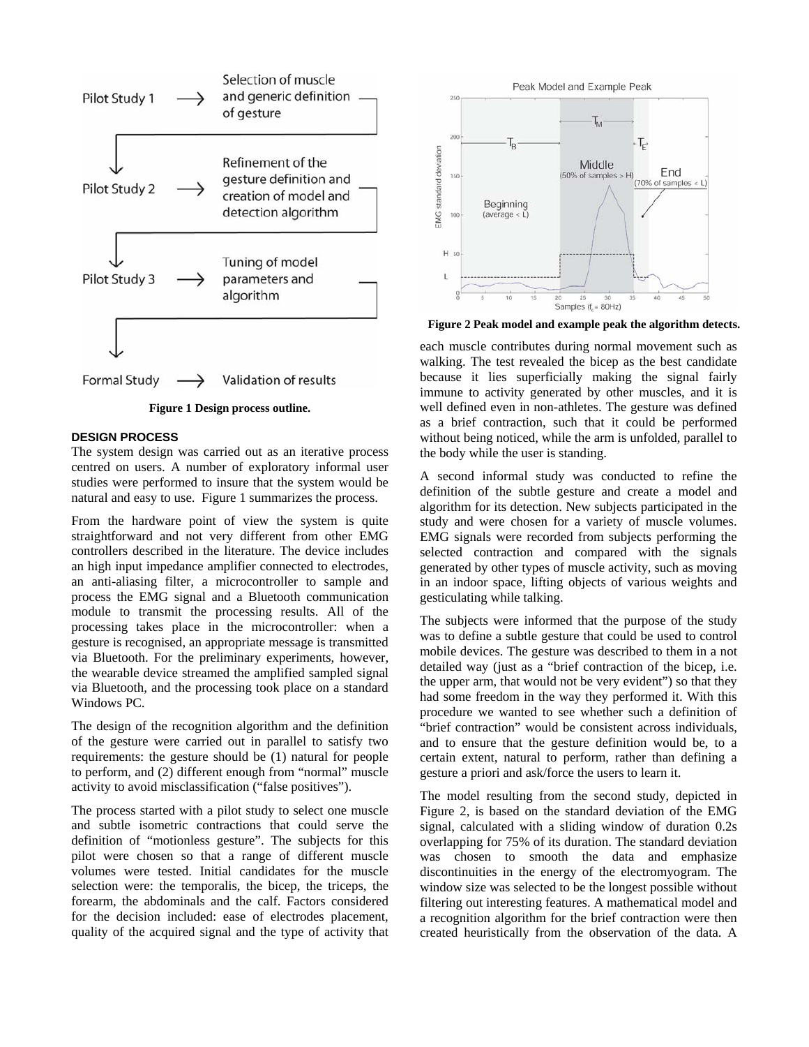Figure 1 Design process outline.

## DESIGN PROCESS

The system design was carried out as an iterative process centred on users. A number of exploratory informal user studies were performed to insure that the system would be natural and easy to use. Figure 1 summarizes the process.

From the hardware point of view the system is quite straightforward and not very different from other EMG controllers described in the literature. The device includes an high input impedance amplifier connected to electrodes, an anti-aliasing filter, a microcontroller to sample and process the EMG signal and a Bluetooth communication module to transmit the processing results. All of the processing takes place in the microcontroller: when a gesture is recognised, an appropriate message is transmitted via Bluetooth. For the preliminary experiments, however, the wearable device streamed the amplified sampled signal via Bluetooth, and the processing took place on a standard Windows PC.

The design of the recognition algorithm and the definition of the gesture were carried out in parallel to satisfy two requirements: the gesture should be (1) natural for people to perform, and (2) different enough from "normal" muscle activity to avoid misclassification ("false positives").

The process started with a pilot study to select one muscle and subtle isometric contractions that could serve the definition of "motionless gesture". The subjects for this pilot were chosen so that a range of different muscle volumes were tested. Initial candidates for the muscle selection were: the temporalis, the bicep, the triceps, the forearm, the abdominals and the calf. Factors considered for the decision included: ease of electrodes placement, quality of the acquired signal and the type of activity that each muscle contributes during normal movement such as walking. The test revealed the bicep as the best candidate because it lies superficially making the signal fairly immune to activity generated by other muscles, and it is well defined even in non-athletes. The gesture was defined as a brief contraction, such that it could be performed without being noticed, while the arm is unfolded, parallel to the body while the user is standing.

Figure 2 Peak model and example peak the algorithm detects.

A second informal study was conducted to refine the definition of the subtle gesture and create a model and algorithm for its detection. New subjects participated in the study and were chosen for a variety of muscle volumes. EMG signals were recorded from subjects performing the selected contraction and compared with the signals generated by other types of muscle activity, such as moving in an indoor space, lifting objects of various weights and gesticulating while talking.

The subjects were informed that the purpose of the study was to define a subtle gesture that could be used to control mobile devices. The gesture was described to them in a not detailed way (just as a "brief contraction of the bicep, i.e. the upper arm, that would not be very evident") so that they had some freedom in the way they performed it. With this procedure we wanted to see whether such a definition of "brief contraction" would be consistent across individuals, and to ensure that the gesture definition would be, to a certain extent, natural to perform, rather than defining a gesture a priori and ask/force the users to learn it.

The model resulting from the second study, depicted in Figure 2, is based on the standard deviation of the EMG signal, calculated with a sliding window of duration 0.2s overlapping for 75% of its duration. The standard deviation was chosen to smooth the data and emphasize discontinuities in the energy of the electromyogram. The window size was selected to be the longest possible without filtering out interesting features. A mathematical model and a recognition algorithm for the brief contraction were then created heuristically from the observation of the data. A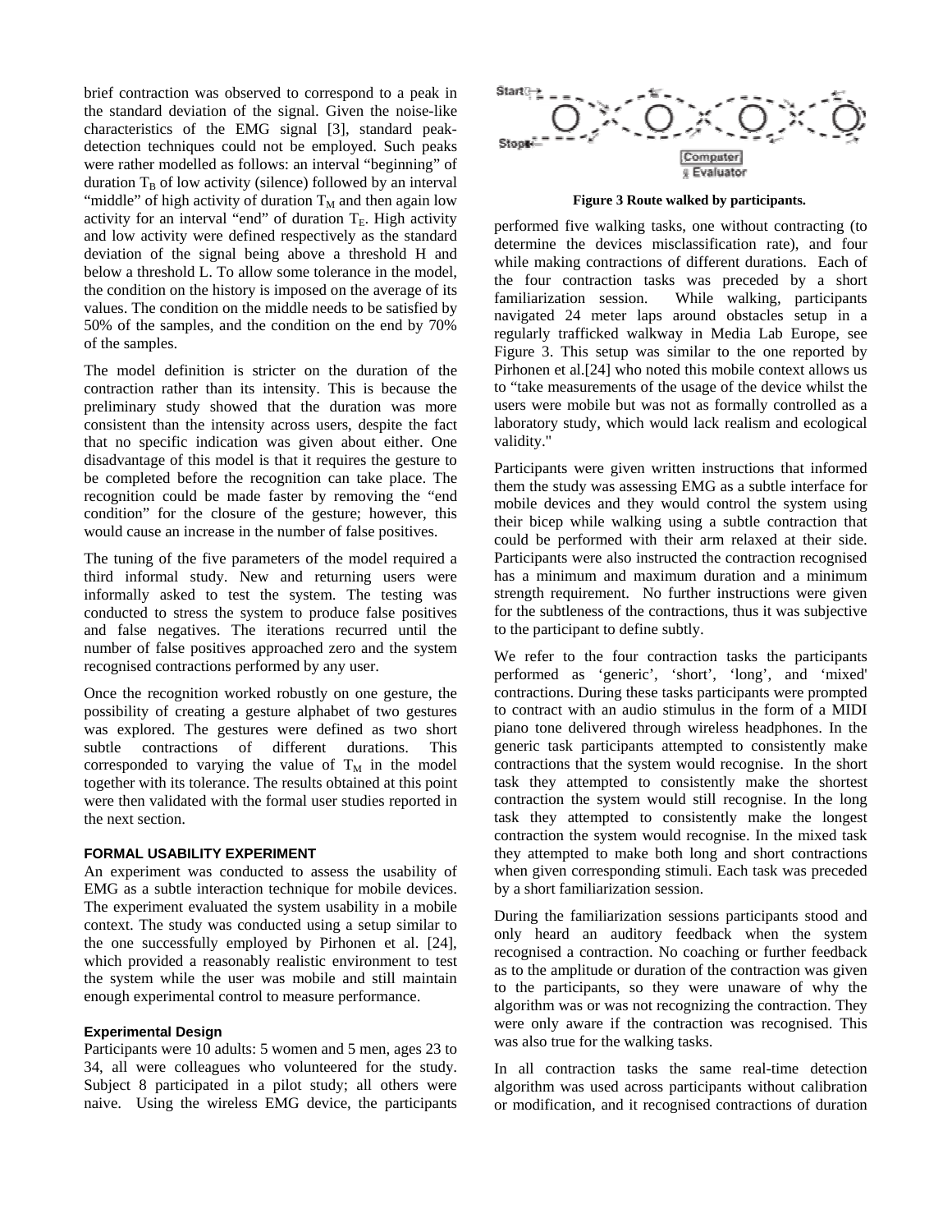brief contraction was observed to correspond to a peak in the standard deviation of the signal. Given the noise-like characteristics of the EMG signal [3], standard peak-detection techniques could not be employed. Such peaks were rather modelled as follows: an interval "beginning" of duration $T_B$ of low activity (silence) followed by an interval "middle" of high activity of duration $T_M$ and then again low activity for an interval "end" of duration $T_E$. High activity and low activity were defined respectively as the standard deviation of the signal being above a threshold H and below a threshold L. To allow some tolerance in the model, the condition on the history is imposed on the average of its values. The condition on the middle needs to be satisfied by 50% of the samples, and the condition on the end by 70% of the samples.

The model definition is stricter on the duration of the contraction rather than its intensity. This is because the preliminary study showed that the duration was more consistent than the intensity across users, despite the fact that no specific indication was given about either. One disadvantage of this model is that it requires the gesture to be completed before the recognition can take place. The recognition could be made faster by removing the "end condition" for the closure of the gesture; however, this would cause an increase in the number of false positives.

The tuning of the five parameters of the model required a third informal study. New and returning users were informally asked to test the system. The testing was conducted to stress the system to produce false positives and false negatives. The iterations recurred until the number of false positives approached zero and the system recognised contractions performed by any user.

Once the recognition worked robustly on one gesture, the possibility of creating a gesture alphabet of two gestures was explored. The gestures were defined as two short subtle contractions of different durations. This corresponded to varying the value of $T_M$ in the model together with its tolerance. The results obtained at this point were then validated with the formal user studies reported in the next section.

## FORMAL USABILITY EXPERIMENT

An experiment was conducted to assess the usability of EMG as a subtle interaction technique for mobile devices. The experiment evaluated the system usability in a mobile context. The study was conducted using a setup similar to the one successfully employed by Pirhonen et al. [24], which provided a reasonably realistic environment to test the system while the user was mobile and still maintain enough experimental control to measure performance.

### Experimental Design

Participants were 10 adults: 5 women and 5 men, ages 23 to 34, all were colleagues who volunteered for the study. Subject 8 participated in a pilot study; all others were naive. Using the wireless EMG device, the participants performed five walking tasks, one without contracting (to determine the devices misclassification rate), and four while making contractions of different durations. Each of the four contraction tasks was preceded by a short familiarization session. While walking, participants navigated 24 meter laps around obstacles setup in a regularly trafficked walkway in Media Lab Europe, see Figure 3. This setup was similar to the one reported by Pirhonen et al.[24] who noted this mobile context allows us to "take measurements of the usage of the device whilst the users were mobile but was not as formally controlled as a laboratory study, which would lack realism and ecological validity."

**Figure 3 Route walked by participants.**

Participants were given written instructions that informed them the study was assessing EMG as a subtle interface for mobile devices and they would control the system using their bicep while walking using a subtle contraction that could be performed with their arm relaxed at their side. Participants were also instructed the contraction recognised has a minimum and maximum duration and a minimum strength requirement. No further instructions were given for the subtleness of the contractions, thus it was subjective to the participant to define subtly.

We refer to the four contraction tasks the participants performed as 'generic', 'short', 'long', and 'mixed' contractions. During these tasks participants were prompted to contract with an audio stimulus in the form of a MIDI piano tone delivered through wireless headphones. In the generic task participants attempted to consistently make contractions that the system would recognise. In the short task they attempted to consistently make the shortest contraction the system would still recognise. In the long task they attempted to consistently make the longest contraction the system would recognise. In the mixed task they attempted to make both long and short contractions when given corresponding stimuli. Each task was preceded by a short familiarization session.

During the familiarization sessions participants stood and only heard an auditory feedback when the system recognised a contraction. No coaching or further feedback as to the amplitude or duration of the contraction was given to the participants, so they were unaware of why the algorithm was or was not recognizing the contraction. They were only aware if the contraction was recognised. This was also true for the walking tasks.

In all contraction tasks the same real-time detection algorithm was used across participants without calibration or modification, and it recognised contractions of duration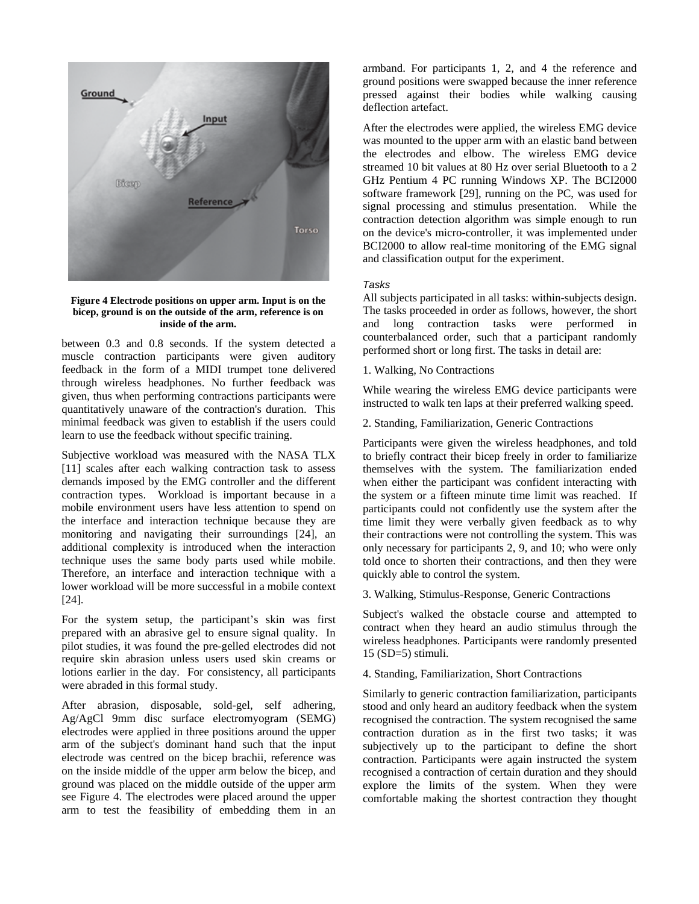**Figure 4 Electrode positions on upper arm. Input is on the bicep, ground is on the outside of the arm, reference is on inside of the arm.**

between 0.3 and 0.8 seconds. If the system detected a muscle contraction participants were given auditory feedback in the form of a MIDI trumpet tone delivered through wireless headphones. No further feedback was given, thus when performing contractions participants were quantitatively unaware of the contraction's duration. This minimal feedback was given to establish if the users could learn to use the feedback without specific training.

Subjective workload was measured with the NASA TLX [11] scales after each walking contraction task to assess demands imposed by the EMG controller and the different contraction types. Workload is important because in a mobile environment users have less attention to spend on the interface and interaction technique because they are monitoring and navigating their surroundings [24], an additional complexity is introduced when the interaction technique uses the same body parts used while mobile. Therefore, an interface and interaction technique with a lower workload will be more successful in a mobile context [24].

For the system setup, the participant's skin was first prepared with an abrasive gel to ensure signal quality. In pilot studies, it was found the pre-gelled electrodes did not require skin abrasion unless users used skin creams or lotions earlier in the day. For consistency, all participants were abraded in this formal study.

After abrasion, disposable, sold-gel, self adhering, Ag/AgCl 9mm disc surface electromyogram (SEMG) electrodes were applied in three positions around the upper arm of the subject's dominant hand such that the input electrode was centred on the bicep brachii, reference was on the inside middle of the upper arm below the bicep, and ground was placed on the middle outside of the upper arm see Figure 4. The electrodes were placed around the upper arm to test the feasibility of embedding them in an armband. For participants 1, 2, and 4 the reference and ground positions were swapped because the inner reference pressed against their bodies while walking causing deflection artefact.

After the electrodes were applied, the wireless EMG device was mounted to the upper arm with an elastic band between the electrodes and elbow. The wireless EMG device streamed 10 bit values at 80 Hz over serial Bluetooth to a 2 GHz Pentium 4 PC running Windows XP. The BCI2000 software framework [29], running on the PC, was used for signal processing and stimulus presentation. While the contraction detection algorithm was simple enough to run on the device's micro-controller, it was implemented under BCI2000 to allow real-time monitoring of the EMG signal and classification output for the experiment.

*Tasks*

All subjects participated in all tasks: within-subjects design. The tasks proceeded in order as follows, however, the short and long contraction tasks were performed in counterbalanced order, such that a participant randomly performed short or long first. The tasks in detail are:

1. Walking, No Contractions

While wearing the wireless EMG device participants were instructed to walk ten laps at their preferred walking speed.

2. Standing, Familiarization, Generic Contractions

Participants were given the wireless headphones, and told to briefly contract their bicep freely in order to familiarize themselves with the system. The familiarization ended when either the participant was confident interacting with the system or a fifteen minute time limit was reached. If participants could not confidently use the system after the time limit they were verbally given feedback as to why their contractions were not controlling the system. This was only necessary for participants 2, 9, and 10; who were only told once to shorten their contractions, and then they were quickly able to control the system.

3. Walking, Stimulus-Response, Generic Contractions

Subject's walked the obstacle course and attempted to contract when they heard an audio stimulus through the wireless headphones. Participants were randomly presented 15 (SD=5) stimuli.

4. Standing, Familiarization, Short Contractions

Similarly to generic contraction familiarization, participants stood and only heard an auditory feedback when the system recognised the contraction. The system recognised the same contraction duration as in the first two tasks; it was subjectively up to the participant to define the short contraction. Participants were again instructed the system recognised a contraction of certain duration and they should explore the limits of the system. When they were comfortable making the shortest contraction they thought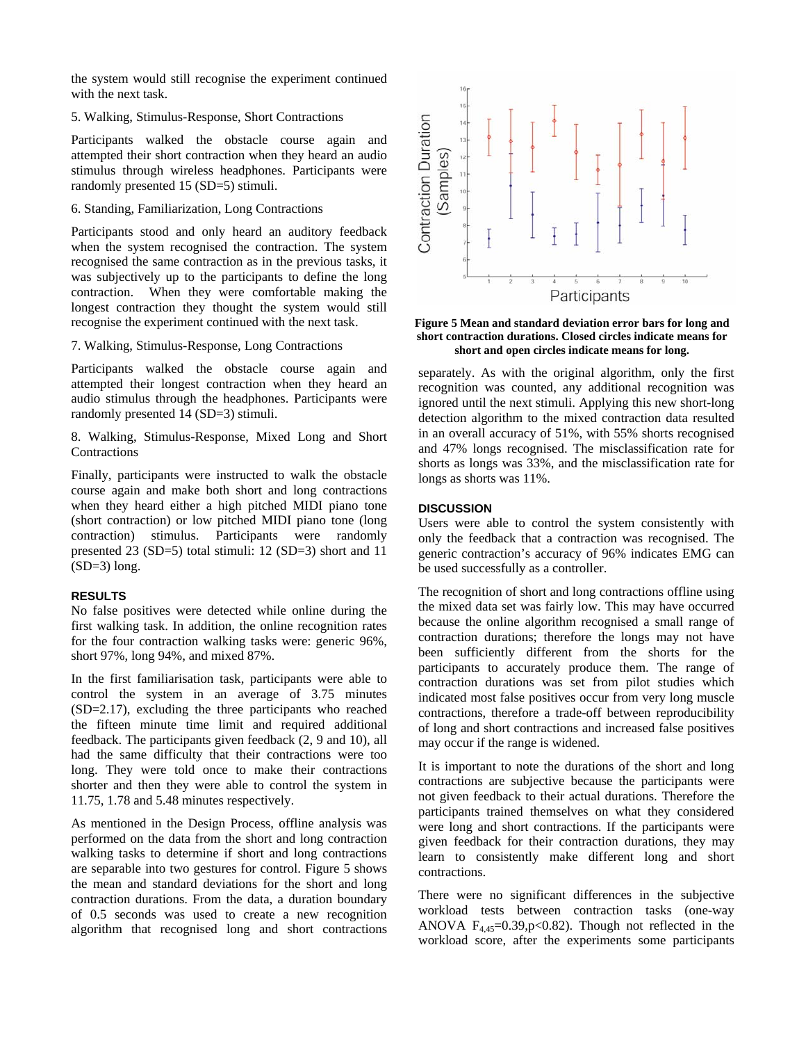the system would still recognise the experiment continued with the next task.

5. Walking, Stimulus-Response, Short Contractions

Participants walked the obstacle course again and attempted their short contraction when they heard an audio stimulus through wireless headphones. Participants were randomly presented 15 (SD=5) stimuli.

6. Standing, Familiarization, Long Contractions

Participants stood and only heard an auditory feedback when the system recognised the contraction. The system recognised the same contraction as in the previous tasks, it was subjectively up to the participants to define the long contraction. When they were comfortable making the longest contraction they thought the system would still recognise the experiment continued with the next task.

7. Walking, Stimulus-Response, Long Contractions

Participants walked the obstacle course again and attempted their longest contraction when they heard an audio stimulus through the headphones. Participants were randomly presented 14 (SD=3) stimuli.

8. Walking, Stimulus-Response, Mixed Long and Short Contractions

Finally, participants were instructed to walk the obstacle course again and make both short and long contractions when they heard either a high pitched MIDI piano tone (short contraction) or low pitched MIDI piano tone (long contraction) stimulus. Participants were randomly presented 23 (SD=5) total stimuli: 12 (SD=3) short and 11 (SD=3) long.

## RESULTS

No false positives were detected while online during the first walking task. In addition, the online recognition rates for the four contraction walking tasks were: generic 96%, short 97%, long 94%, and mixed 87%.

In the first familiarisation task, participants were able to control the system in an average of 3.75 minutes (SD=2.17), excluding the three participants who reached the fifteen minute time limit and required additional feedback. The participants given feedback (2, 9 and 10), all had the same difficulty that their contractions were too long. They were told once to make their contractions shorter and then they were able to control the system in 11.75, 1.78 and 5.48 minutes respectively.

As mentioned in the Design Process, offline analysis was performed on the data from the short and long contraction walking tasks to determine if short and long contractions are separable into two gestures for control. Figure 5 shows the mean and standard deviations for the short and long contraction durations. From the data, a duration boundary of 0.5 seconds was used to create a new recognition algorithm that recognised long and short contractions separately. As with the original algorithm, only the first recognition was counted, any additional recognition was ignored until the next stimuli. Applying this new short-long detection algorithm to the mixed contraction data resulted in an overall accuracy of 51%, with 55% shorts recognised and 47% longs recognised. The misclassification rate for shorts as longs was 33%, and the misclassification rate for longs as shorts was 11%.

**Figure 5 Mean and standard deviation error bars for long and short contraction durations. Closed circles indicate means for short and open circles indicate means for long.**

## DISCUSSION

Users were able to control the system consistently with only the feedback that a contraction was recognised. The generic contraction's accuracy of 96% indicates EMG can be used successfully as a controller.

The recognition of short and long contractions offline using the mixed data set was fairly low. This may have occurred because the online algorithm recognised a small range of contraction durations; therefore the longs may not have been sufficiently different from the shorts for the participants to accurately produce them. The range of contraction durations was set from pilot studies which indicated most false positives occur from very long muscle contractions, therefore a trade-off between reproducibility of long and short contractions and increased false positives may occur if the range is widened.

It is important to note the durations of the short and long contractions are subjective because the participants were not given feedback to their actual durations. Therefore the participants trained themselves on what they considered were long and short contractions. If the participants were given feedback for their contraction durations, they may learn to consistently make different long and short contractions.

There were no significant differences in the subjective workload tests between contraction tasks (one-way ANOVA $F_{4,45}$=0.39,p<0.82). Though not reflected in the workload score, after the experiments some participants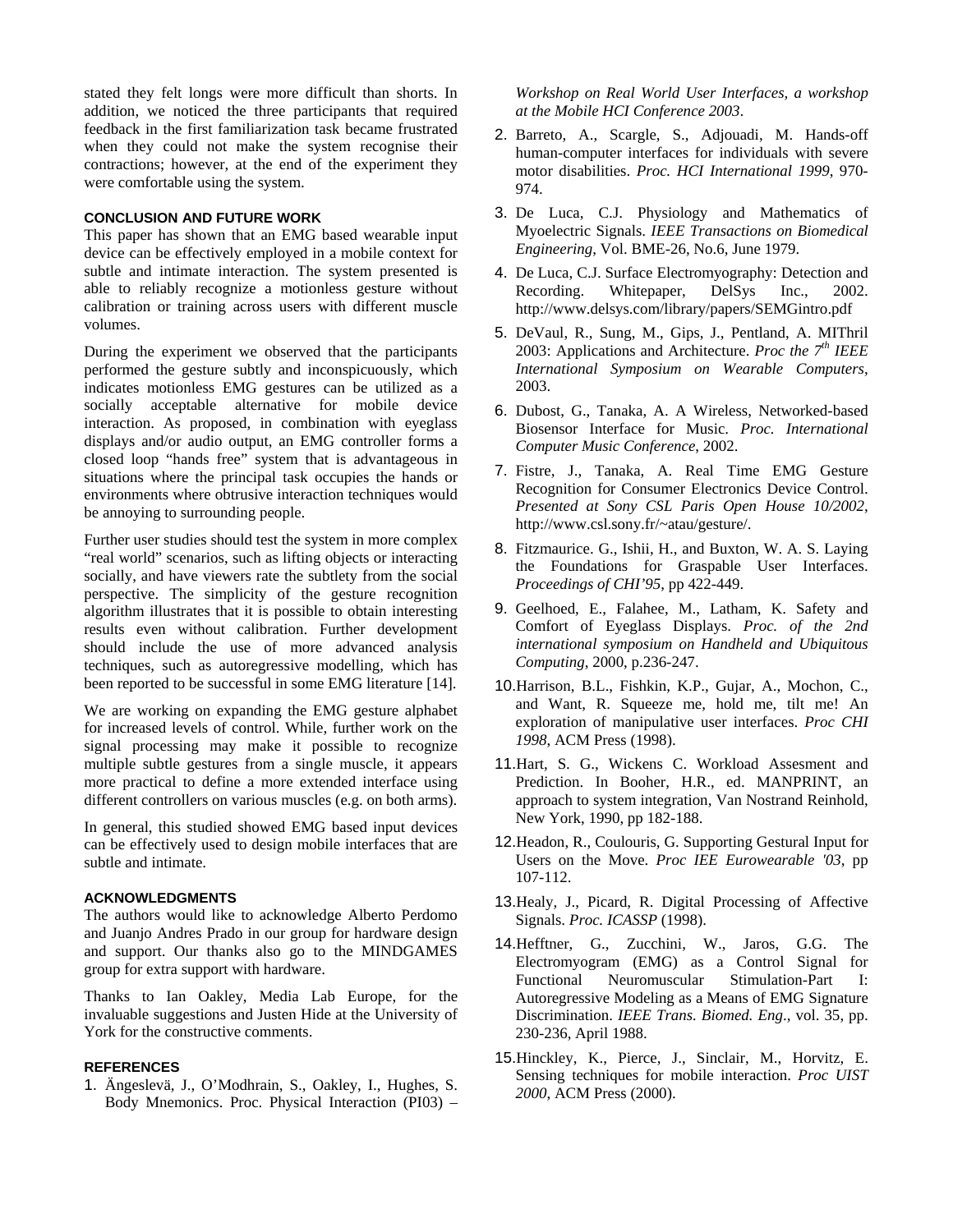stated they felt longs were more difficult than shorts. In addition, we noticed the three participants that required feedback in the first familiarization task became frustrated when they could not make the system recognise their contractions; however, at the end of the experiment they were comfortable using the system.

### CONCLUSION AND FUTURE WORK

This paper has shown that an EMG based wearable input device can be effectively employed in a mobile context for subtle and intimate interaction. The system presented is able to reliably recognize a motionless gesture without calibration or training across users with different muscle volumes.

During the experiment we observed that the participants performed the gesture subtly and inconspicuously, which indicates motionless EMG gestures can be utilized as a socially acceptable alternative for mobile device interaction. As proposed, in combination with eyeglass displays and/or audio output, an EMG controller forms a closed loop "hands free" system that is advantageous in situations where the principal task occupies the hands or environments where obtrusive interaction techniques would be annoying to surrounding people.

Further user studies should test the system in more complex "real world" scenarios, such as lifting objects or interacting socially, and have viewers rate the subtlety from the social perspective. The simplicity of the gesture recognition algorithm illustrates that it is possible to obtain interesting results even without calibration. Further development should include the use of more advanced analysis techniques, such as autoregressive modelling, which has been reported to be successful in some EMG literature [14].

We are working on expanding the EMG gesture alphabet for increased levels of control. While, further work on the signal processing may make it possible to recognize multiple subtle gestures from a single muscle, it appears more practical to define a more extended interface using different controllers on various muscles (e.g. on both arms).

In general, this studied showed EMG based input devices can be effectively used to design mobile interfaces that are subtle and intimate.

### ACKNOWLEDGMENTS

The authors would like to acknowledge Alberto Perdomo and Juanjo Andres Prado in our group for hardware design and support. Our thanks also go to the MINDGAMES group for extra support with hardware.

Thanks to Ian Oakley, Media Lab Europe, for the invaluable suggestions and Justen Hide at the University of York for the constructive comments.

### REFERENCES

1. Ängeslevä, J., O'Modhrain, S., Oakley, I., Hughes, S. Body Mnemonics. Proc. Physical Interaction (PI03) – *Workshop on Real World User Interfaces, a workshop at the Mobile HCI Conference 2003*.
2. Barreto, A., Scargle, S., Adjouadi, M. Hands-off human-computer interfaces for individuals with severe motor disabilities. *Proc. HCI International 1999*, 970-974.
3. De Luca, C.J. Physiology and Mathematics of Myoelectric Signals. *IEEE Transactions on Biomedical Engineering*, Vol. BME-26, No.6, June 1979.
4. De Luca, C.J. Surface Electromyography: Detection and Recording. Whitepaper, DelSys Inc., 2002. http://www.delsys.com/library/papers/SEMGintro.pdf
5. DeVaul, R., Sung, M., Gips, J., Pentland, A. MIThril 2003: Applications and Architecture. *Proc the 7th IEEE International Symposium on Wearable Computers*, 2003.
6. Dubost, G., Tanaka, A. A Wireless, Networked-based Biosensor Interface for Music. *Proc. International Computer Music Conference*, 2002.
7. Fistre, J., Tanaka, A. Real Time EMG Gesture Recognition for Consumer Electronics Device Control. *Presented at Sony CSL Paris Open House 10/2002*, http://www.csl.sony.fr/~atau/gesture/.
8. Fitzmaurice. G., Ishii, H., and Buxton, W. A. S. Laying the Foundations for Graspable User Interfaces. *Proceedings of CHI'95*, pp 422-449.
9. Geelhoed, E., Falahee, M., Latham, K. Safety and Comfort of Eyeglass Displays. *Proc. of the 2nd international symposium on Handheld and Ubiquitous Computing*, 2000, p.236-247.
10. Harrison, B.L., Fishkin, K.P., Gujar, A., Mochon, C., and Want, R. Squeeze me, hold me, tilt me! An exploration of manipulative user interfaces. *Proc CHI 1998*, ACM Press (1998).
11. Hart, S. G., Wickens C. Workload Assesment and Prediction. In Booher, H.R., ed. MANPRINT, an approach to system integration, Van Nostrand Reinhold, New York, 1990, pp 182-188.
12. Headon, R., Coulouris, G. Supporting Gestural Input for Users on the Move. *Proc IEE Eurowearable '03*, pp 107-112.
13. Healy, J., Picard, R. Digital Processing of Affective Signals. *Proc. ICASSP* (1998).
14. Hefftner, G., Zucchini, W., Jaros, G.G. The Electromyogram (EMG) as a Control Signal for Functional Neuromuscular Stimulation-Part I: Autoregressive Modeling as a Means of EMG Signature Discrimination. *IEEE Trans. Biomed. Eng*., vol. 35, pp. 230-236, April 1988.
15. Hinckley, K., Pierce, J., Sinclair, M., Horvitz, E. Sensing techniques for mobile interaction. *Proc UIST 2000*, ACM Press (2000).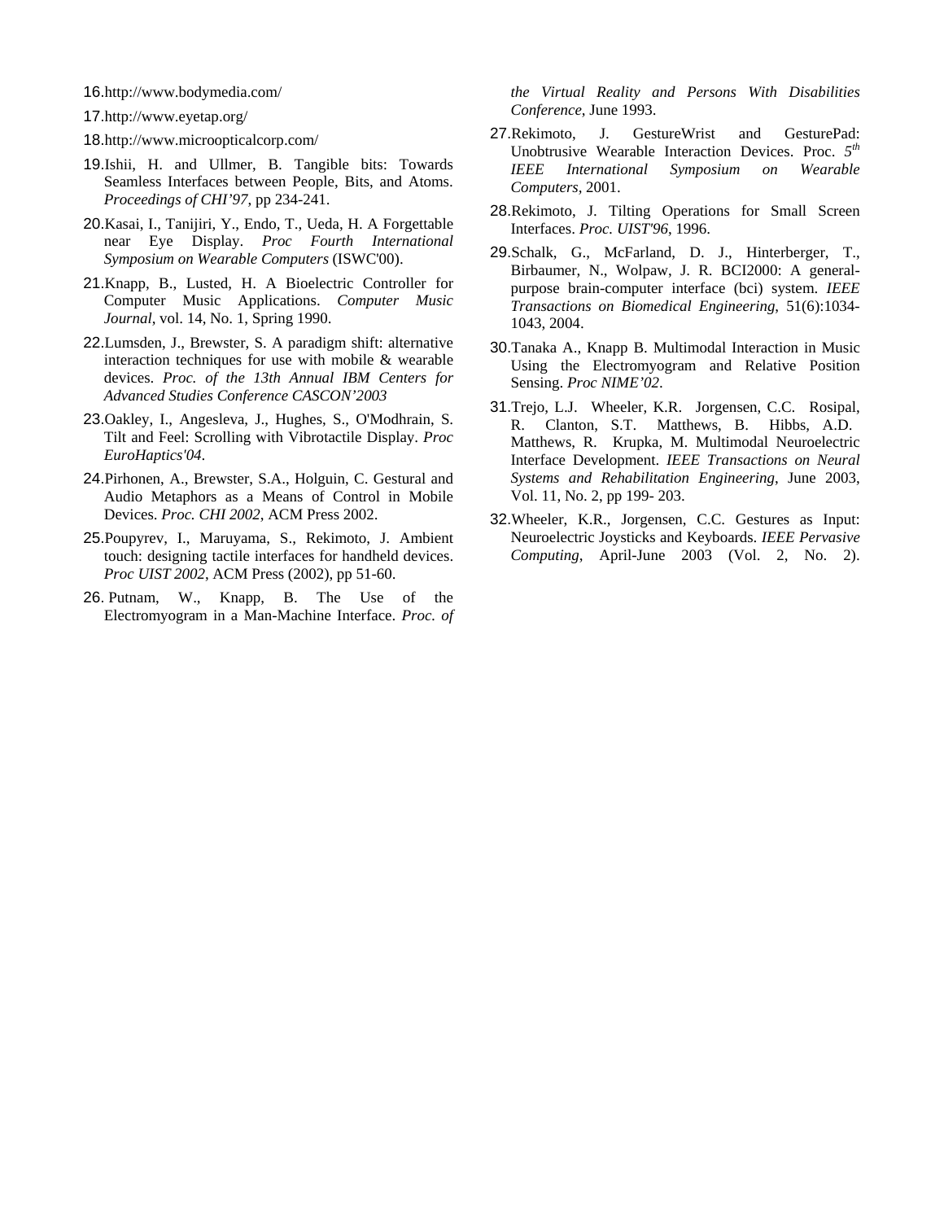16. http://www.bodymedia.com/
17. http://www.eyetap.org/
18. http://www.microopticalcorp.com/
19. Ishii, H. and Ullmer, B. Tangible bits: Towards Seamless Interfaces between People, Bits, and Atoms. *Proceedings of CHI'97*, pp 234-241.
20. Kasai, I., Tanijiri, Y., Endo, T., Ueda, H. A Forgettable near Eye Display. *Proc Fourth International Symposium on Wearable Computers* (ISWC'00).
21. Knapp, B., Lusted, H. A Bioelectric Controller for Computer Music Applications. *Computer Music Journal*, vol. 14, No. 1, Spring 1990.
22. Lumsden, J., Brewster, S. A paradigm shift: alternative interaction techniques for use with mobile & wearable devices. *Proc. of the 13th Annual IBM Centers for Advanced Studies Conference CASCON'2003*
23. Oakley, I., Angesleva, J., Hughes, S., O'Modhrain, S. Tilt and Feel: Scrolling with Vibrotactile Display. *Proc EuroHaptics'04*.
24. Pirhonen, A., Brewster, S.A., Holguin, C. Gestural and Audio Metaphors as a Means of Control in Mobile Devices. *Proc. CHI 2002*, ACM Press 2002.
25. Poupyrev, I., Maruyama, S., Rekimoto, J. Ambient touch: designing tactile interfaces for handheld devices. *Proc UIST 2002*, ACM Press (2002), pp 51-60.
26. Putnam, W., Knapp, B. The Use of the Electromyogram in a Man-Machine Interface. *Proc. of the Virtual Reality and Persons With Disabilities Conference*, June 1993.
27. Rekimoto, J. GestureWrist and GesturePad: Unobtrusive Wearable Interaction Devices. Proc. *5th IEEE International Symposium on Wearable Computers*, 2001.
28. Rekimoto, J. Tilting Operations for Small Screen Interfaces. *Proc. UIST'96*, 1996.
29. Schalk, G., McFarland, D. J., Hinterberger, T., Birbaumer, N., Wolpaw, J. R. BCI2000: A general-purpose brain-computer interface (bci) system. *IEEE Transactions on Biomedical Engineering*, 51(6):1034-1043, 2004.
30. Tanaka A., Knapp B. Multimodal Interaction in Music Using the Electromyogram and Relative Position Sensing. *Proc NIME'02*.
31. Trejo, L.J. Wheeler, K.R. Jorgensen, C.C. Rosipal, R. Clanton, S.T. Matthews, B. Hibbs, A.D. Matthews, R. Krupka, M. Multimodal Neuroelectric Interface Development. *IEEE Transactions on Neural Systems and Rehabilitation Engineering*, June 2003, Vol. 11, No. 2, pp 199- 203.
32. Wheeler, K.R., Jorgensen, C.C. Gestures as Input: Neuroelectric Joysticks and Keyboards. *IEEE Pervasive Computing*, April-June 2003 (Vol. 2, No. 2).